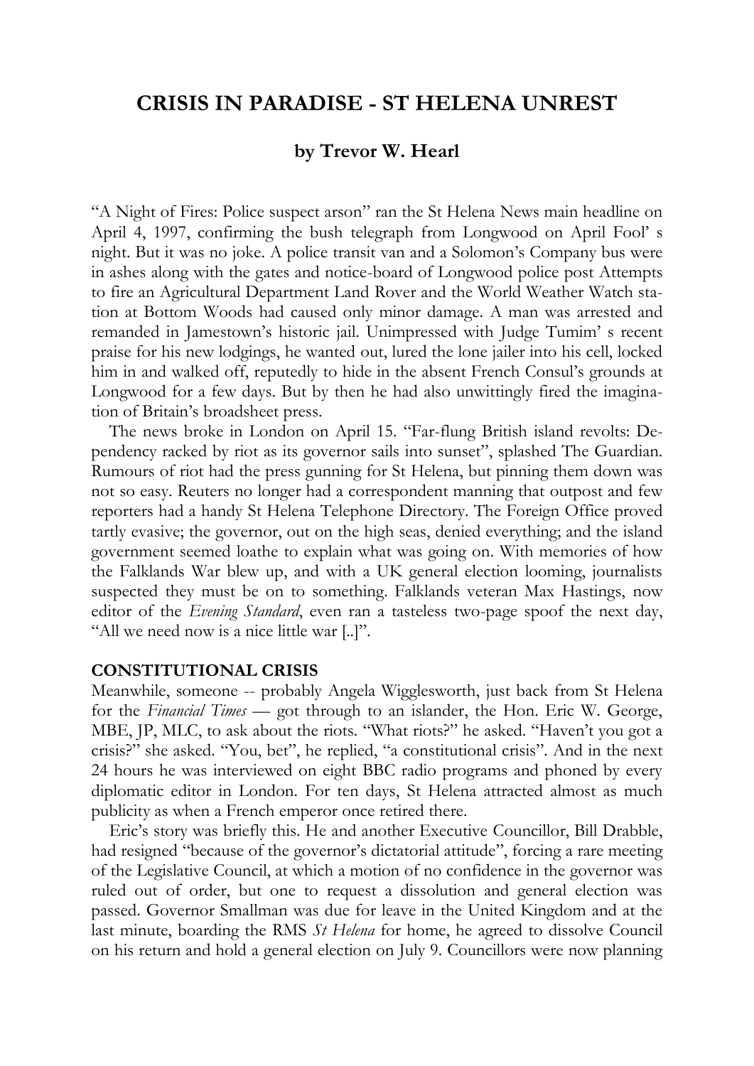# CRISIS IN PARADISE - ST HELENA UNREST

### by Trevor W. Hearl

"A Night of Fires: Police suspect arson" ran the St Helena News main headline on April 4, 1997, confirming the bush telegraph from Longwood on April Fool' s night. But it was no joke. A police transit van and a Solomon's Company bus were in ashes along with the gates and notice-board of Longwood police post Attempts to fire an Agricultural Department Land Rover and the World Weather Watch station at Bottom Woods had caused only minor damage. A man was arrested and remanded in Jamestown's historic jail. Unimpressed with Judge Tumim' s recent praise for his new lodgings, he wanted out, lured the lone jailer into his cell, locked him in and walked off, reputedly to hide in the absent French Consul's grounds at Longwood for a few days. But by then he had also unwittingly fired the imagination of Britain's broadsheet press.

The news broke in London on April 15. "Far-flung British island revolts: Dependency racked by riot as its governor sails into sunset", splashed The Guardian. Rumours of riot had the press gunning for St Helena, but pinning them down was not so easy. Reuters no longer had a correspondent manning that outpost and few reporters had a handy St Helena Telephone Directory. The Foreign Office proved tartly evasive; the governor, out on the high seas, denied everything; and the island government seemed loathe to explain what was going on. With memories of how the Falklands War blew up, and with a UK general election looming, journalists suspected they must be on to something. Falklands veteran Max Hastings, now editor of the *Evening Standard*, even ran a tasteless two-page spoof the next day, "All we need now is a nice little war [..]".

**CONSTITUTIONAL CRISIS**

Meanwhile, someone -- probably Angela Wigglesworth, just back from St Helena for the *Financial Times* — got through to an islander, the Hon. Eric W. George, MBE, JP, MLC, to ask about the riots. "What riots?" he asked. "Haven't you got a crisis?" she asked. "You, bet", he replied, "a constitutional crisis". And in the next 24 hours he was interviewed on eight BBC radio programs and phoned by every diplomatic editor in London. For ten days, St Helena attracted almost as much publicity as when a French emperor once retired there.

Eric's story was briefly this. He and another Executive Councillor, Bill Drabble, had resigned "because of the governor's dictatorial attitude", forcing a rare meeting of the Legislative Council, at which a motion of no confidence in the governor was ruled out of order, but one to request a dissolution and general election was passed. Governor Smallman was due for leave in the United Kingdom and at the last minute, boarding the RMS *St Helena* for home, he agreed to dissolve Council on his return and hold a general election on July 9. Councillors were now planning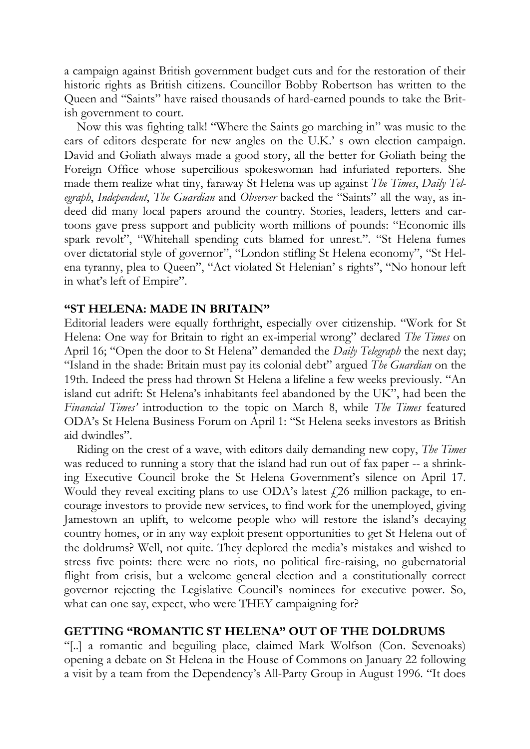a campaign against British government budget cuts and for the restoration of their historic rights as British citizens. Councillor Bobby Robertson has written to the Queen and "Saints" have raised thousands of hard-earned pounds to take the British government to court.

Now this was fighting talk! "Where the Saints go marching in" was music to the ears of editors desperate for new angles on the U.K.' s own election campaign. David and Goliath always made a good story, all the better for Goliath being the Foreign Office whose supercilious spokeswoman had infuriated reporters. She made them realize what tiny, faraway St Helena was up against *The Times*, *Daily Telegraph*, *Independent*, *The Guardian* and *Observer* backed the "Saints" all the way, as indeed did many local papers around the country. Stories, leaders, letters and cartoons gave press support and publicity worth millions of pounds: "Economic ills spark revolt", "Whitehall spending cuts blamed for unrest.". "St Helena fumes over dictatorial style of governor", "London stifling St Helena economy", "St Helena tyranny, plea to Queen", "Act violated St Helenian' s rights", "No honour left in what's left of Empire".

## "ST HELENA: MADE IN BRITAIN"

Editorial leaders were equally forthright, especially over citizenship. "Work for St Helena: One way for Britain to right an ex-imperial wrong" declared *The Times* on April 16; "Open the door to St Helena" demanded the *Daily Telegraph* the next day; "Island in the shade: Britain must pay its colonial debt" argued *The Guardian* on the 19th. Indeed the press had thrown St Helena a lifeline a few weeks previously. "An island cut adrift: St Helena's inhabitants feel abandoned by the UK", had been the *Financial Times'* introduction to the topic on March 8, while *The Times* featured ODA's St Helena Business Forum on April 1: "St Helena seeks investors as British aid dwindles".

Riding on the crest of a wave, with editors daily demanding new copy, *The Times* was reduced to running a story that the island had run out of fax paper -- a shrinking Executive Council broke the St Helena Government's silence on April 17. Would they reveal exciting plans to use ODA's latest £26 million package, to encourage investors to provide new services, to find work for the unemployed, giving Jamestown an uplift, to welcome people who will restore the island's decaying country homes, or in any way exploit present opportunities to get St Helena out of the doldrums? Well, not quite. They deplored the media's mistakes and wished to stress five points: there were no riots, no political fire-raising, no gubernatorial flight from crisis, but a welcome general election and a constitutionally correct governor rejecting the Legislative Council's nominees for executive power. So, what can one say, expect, who were THEY campaigning for?

## GETTING "ROMANTIC ST HELENA" OUT OF THE DOLDRUMS

"[..] a romantic and beguiling place, claimed Mark Wolfson (Con. Sevenoaks) opening a debate on St Helena in the House of Commons on January 22 following a visit by a team from the Dependency's All-Party Group in August 1996. "It does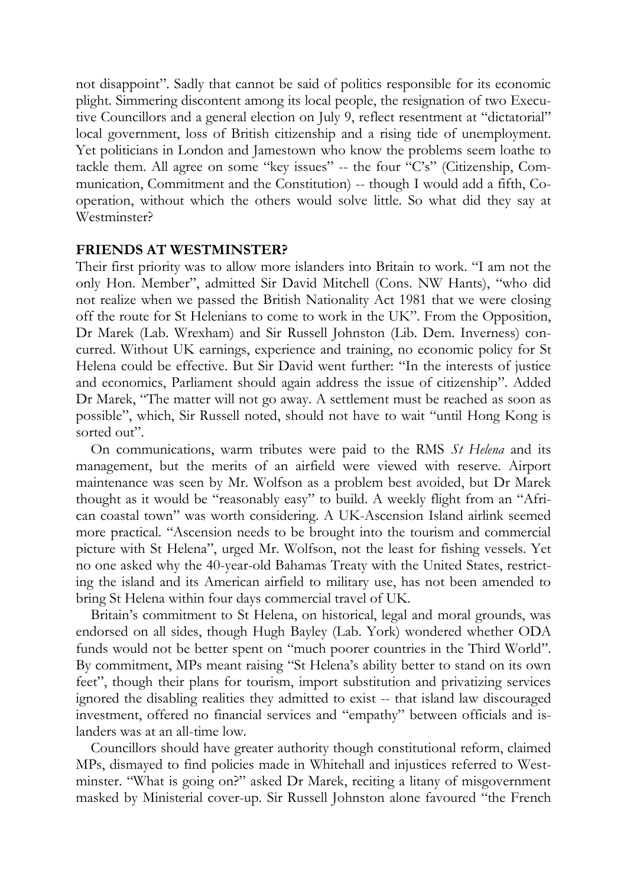not disappoint". Sadly that cannot be said of politics responsible for its economic plight. Simmering discontent among its local people, the resignation of two Executive Councillors and a general election on July 9, reflect resentment at "dictatorial" local government, loss of British citizenship and a rising tide of unemployment. Yet politicians in London and Jamestown who know the problems seem loathe to tackle them. All agree on some "key issues" -- the four "C's" (Citizenship, Communication, Commitment and the Constitution) -- though I would add a fifth, Co-operation, without which the others would solve little. So what did they say at Westminster?

**FRIENDS AT WESTMINSTER?**

Their first priority was to allow more islanders into Britain to work. "I am not the only Hon. Member", admitted Sir David Mitchell (Cons. NW Hants), "who did not realize when we passed the British Nationality Act 1981 that we were closing off the route for St Helenians to come to work in the UK". From the Opposition, Dr Marek (Lab. Wrexham) and Sir Russell Johnston (Lib. Dem. Inverness) concurred. Without UK earnings, experience and training, no economic policy for St Helena could be effective. But Sir David went further: "In the interests of justice and economics, Parliament should again address the issue of citizenship". Added Dr Marek, "The matter will not go away. A settlement must be reached as soon as possible", which, Sir Russell noted, should not have to wait "until Hong Kong is sorted out".

On communications, warm tributes were paid to the RMS *St Helena* and its management, but the merits of an airfield were viewed with reserve. Airport maintenance was seen by Mr. Wolfson as a problem best avoided, but Dr Marek thought as it would be "reasonably easy" to build. A weekly flight from an "African coastal town" was worth considering. A UK-Ascension Island airlink seemed more practical. "Ascension needs to be brought into the tourism and commercial picture with St Helena", urged Mr. Wolfson, not the least for fishing vessels. Yet no one asked why the 40-year-old Bahamas Treaty with the United States, restricting the island and its American airfield to military use, has not been amended to bring St Helena within four days commercial travel of UK.

Britain's commitment to St Helena, on historical, legal and moral grounds, was endorsed on all sides, though Hugh Bayley (Lab. York) wondered whether ODA funds would not be better spent on "much poorer countries in the Third World". By commitment, MPs meant raising "St Helena's ability better to stand on its own feet", though their plans for tourism, import substitution and privatizing services ignored the disabling realities they admitted to exist -- that island law discouraged investment, offered no financial services and "empathy" between officials and islanders was at an all-time low.

Councillors should have greater authority though constitutional reform, claimed MPs, dismayed to find policies made in Whitehall and injustices referred to Westminster. "What is going on?" asked Dr Marek, reciting a litany of misgovernment masked by Ministerial cover-up. Sir Russell Johnston alone favoured "the French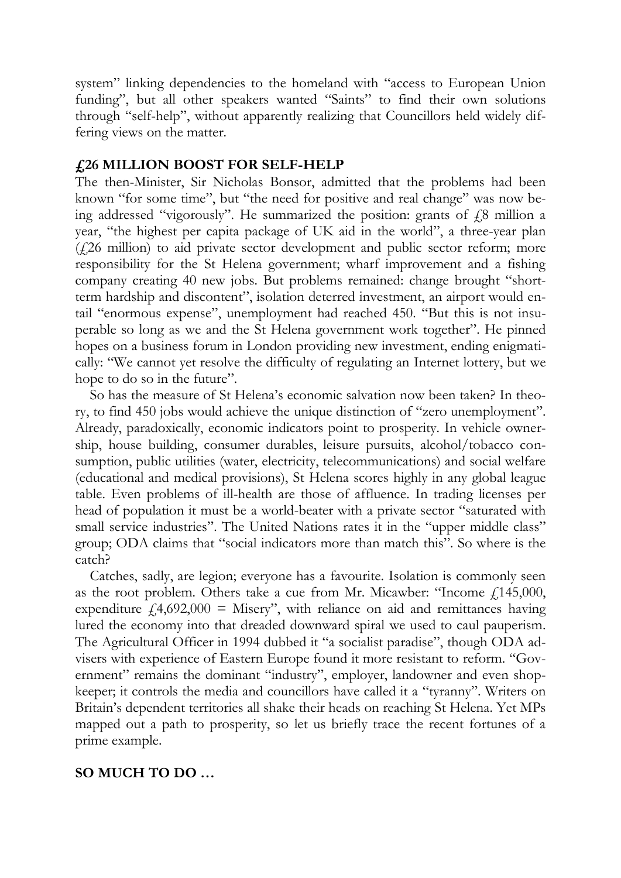system" linking dependencies to the homeland with "access to European Union funding", but all other speakers wanted "Saints" to find their own solutions through "self-help", without apparently realizing that Councillors held widely differing views on the matter.

## £26 MILLION BOOST FOR SELF-HELP

The then-Minister, Sir Nicholas Bonsor, admitted that the problems had been known "for some time", but "the need for positive and real change" was now being addressed "vigorously". He summarized the position: grants of £8 million a year, "the highest per capita package of UK aid in the world", a three-year plan (£26 million) to aid private sector development and public sector reform; more responsibility for the St Helena government; wharf improvement and a fishing company creating 40 new jobs. But problems remained: change brought "short-term hardship and discontent", isolation deterred investment, an airport would entail "enormous expense", unemployment had reached 450. "But this is not insuperable so long as we and the St Helena government work together". He pinned hopes on a business forum in London providing new investment, ending enigmatically: "We cannot yet resolve the difficulty of regulating an Internet lottery, but we hope to do so in the future".

So has the measure of St Helena's economic salvation now been taken? In theory, to find 450 jobs would achieve the unique distinction of "zero unemployment". Already, paradoxically, economic indicators point to prosperity. In vehicle ownership, house building, consumer durables, leisure pursuits, alcohol/tobacco consumption, public utilities (water, electricity, telecommunications) and social welfare (educational and medical provisions), St Helena scores highly in any global league table. Even problems of ill-health are those of affluence. In trading licenses per head of population it must be a world-beater with a private sector "saturated with small service industries". The United Nations rates it in the "upper middle class" group; ODA claims that "social indicators more than match this". So where is the catch?

Catches, sadly, are legion; everyone has a favourite. Isolation is commonly seen as the root problem. Others take a cue from Mr. Micawber: "Income £145,000, expenditure £4,692,000 = Misery", with reliance on aid and remittances having lured the economy into that dreaded downward spiral we used to caul pauperism. The Agricultural Officer in 1994 dubbed it "a socialist paradise", though ODA advisers with experience of Eastern Europe found it more resistant to reform. "Government" remains the dominant "industry", employer, landowner and even shopkeeper; it controls the media and councillors have called it a "tyranny". Writers on Britain's dependent territories all shake their heads on reaching St Helena. Yet MPs mapped out a path to prosperity, so let us briefly trace the recent fortunes of a prime example.

## SO MUCH TO DO …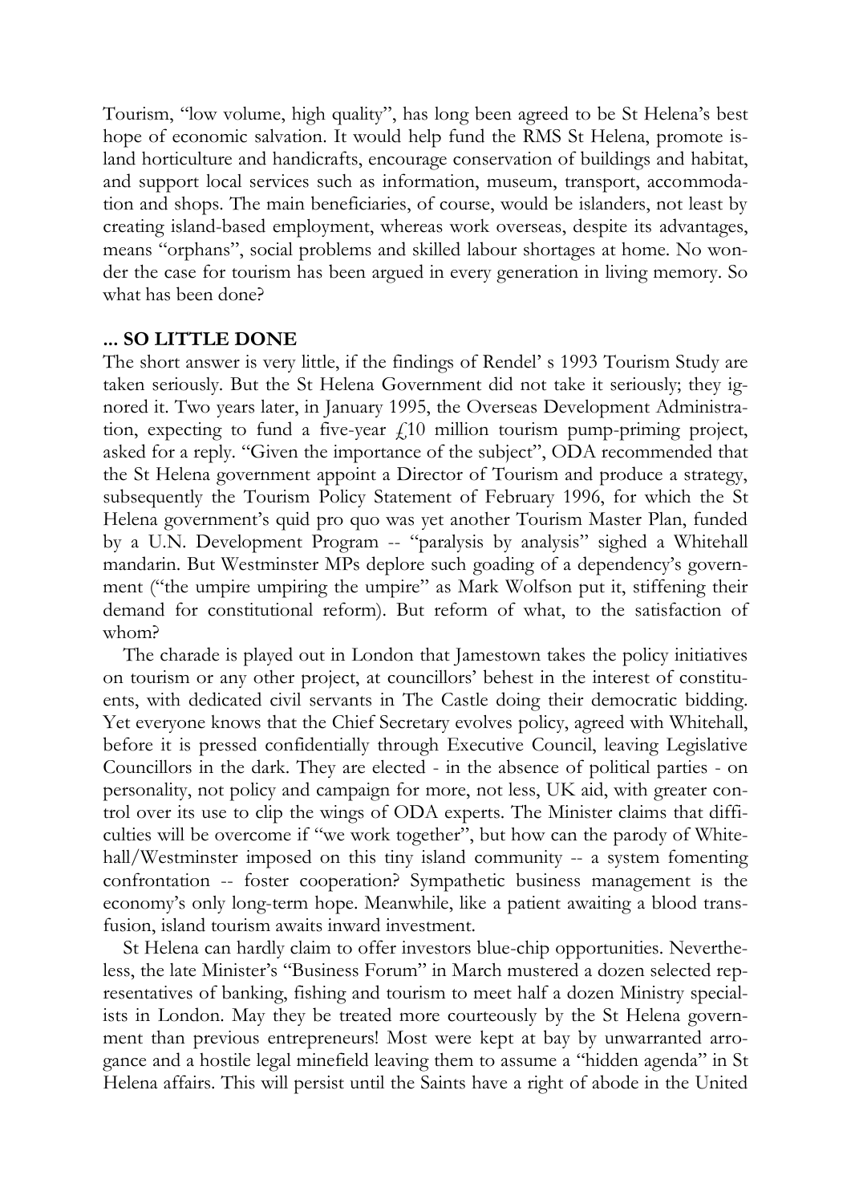Tourism, "low volume, high quality", has long been agreed to be St Helena's best hope of economic salvation. It would help fund the RMS St Helena, promote island horticulture and handicrafts, encourage conservation of buildings and habitat, and support local services such as information, museum, transport, accommodation and shops. The main beneficiaries, of course, would be islanders, not least by creating island-based employment, whereas work overseas, despite its advantages, means "orphans", social problems and skilled labour shortages at home. No wonder the case for tourism has been argued in every generation in living memory. So what has been done?

### ... SO LITTLE DONE

The short answer is very little, if the findings of Rendel' s 1993 Tourism Study are taken seriously. But the St Helena Government did not take it seriously; they ignored it. Two years later, in January 1995, the Overseas Development Administration, expecting to fund a five-year £10 million tourism pump-priming project, asked for a reply. "Given the importance of the subject", ODA recommended that the St Helena government appoint a Director of Tourism and produce a strategy, subsequently the Tourism Policy Statement of February 1996, for which the St Helena government's quid pro quo was yet another Tourism Master Plan, funded by a U.N. Development Program -- "paralysis by analysis" sighed a Whitehall mandarin. But Westminster MPs deplore such goading of a dependency's government ("the umpire umpiring the umpire" as Mark Wolfson put it, stiffening their demand for constitutional reform). But reform of what, to the satisfaction of whom?

The charade is played out in London that Jamestown takes the policy initiatives on tourism or any other project, at councillors' behest in the interest of constituents, with dedicated civil servants in The Castle doing their democratic bidding. Yet everyone knows that the Chief Secretary evolves policy, agreed with Whitehall, before it is pressed confidentially through Executive Council, leaving Legislative Councillors in the dark. They are elected - in the absence of political parties - on personality, not policy and campaign for more, not less, UK aid, with greater control over its use to clip the wings of ODA experts. The Minister claims that difficulties will be overcome if "we work together", but how can the parody of Whitehall/Westminster imposed on this tiny island community -- a system fomenting confrontation -- foster cooperation? Sympathetic business management is the economy's only long-term hope. Meanwhile, like a patient awaiting a blood transfusion, island tourism awaits inward investment.

St Helena can hardly claim to offer investors blue-chip opportunities. Nevertheless, the late Minister's "Business Forum" in March mustered a dozen selected representatives of banking, fishing and tourism to meet half a dozen Ministry specialists in London. May they be treated more courteously by the St Helena government than previous entrepreneurs! Most were kept at bay by unwarranted arrogance and a hostile legal minefield leaving them to assume a "hidden agenda" in St Helena affairs. This will persist until the Saints have a right of abode in the United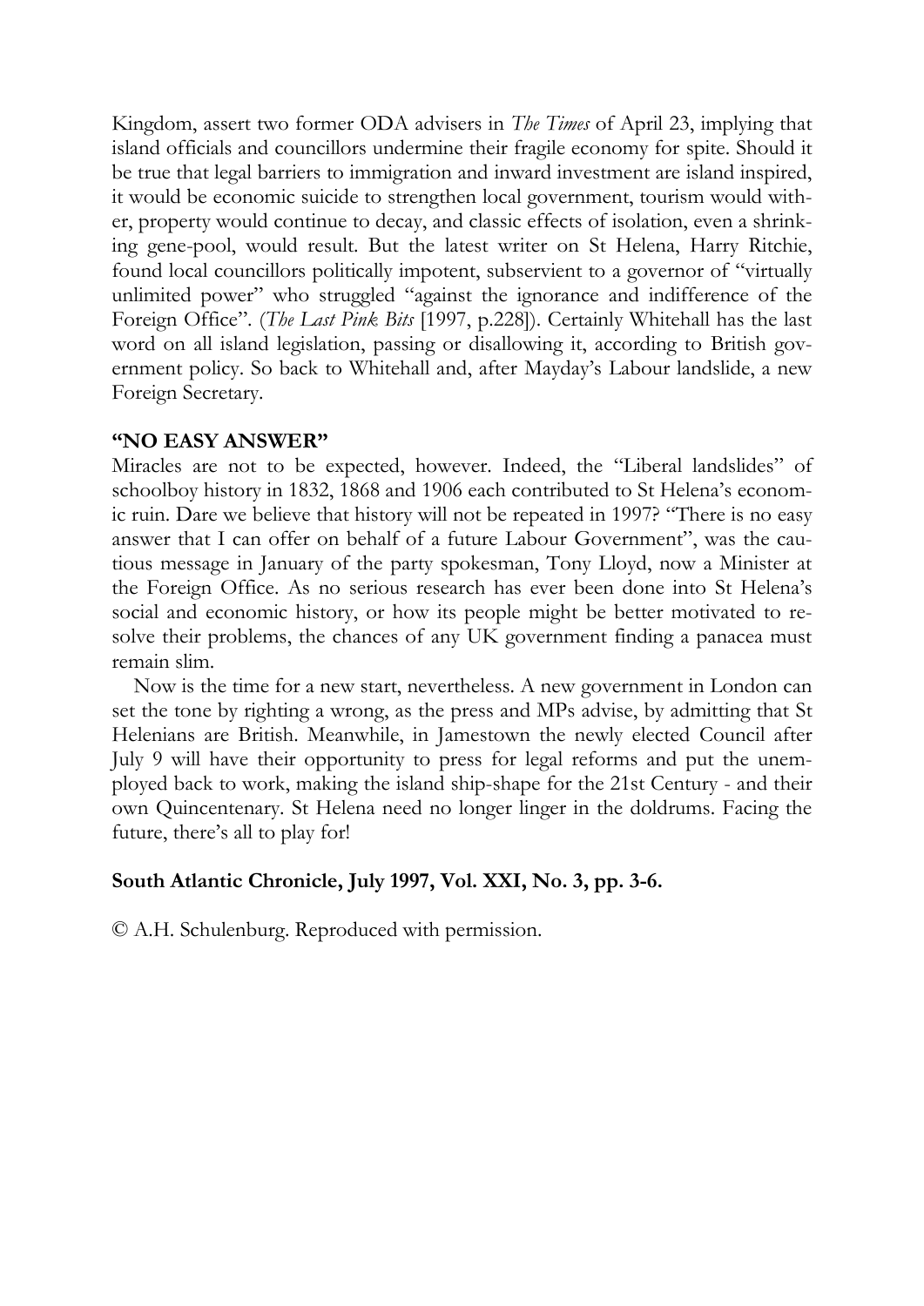Kingdom, assert two former ODA advisers in *The Times* of April 23, implying that island officials and councillors undermine their fragile economy for spite. Should it be true that legal barriers to immigration and inward investment are island inspired, it would be economic suicide to strengthen local government, tourism would wither, property would continue to decay, and classic effects of isolation, even a shrinking gene-pool, would result. But the latest writer on St Helena, Harry Ritchie, found local councillors politically impotent, subservient to a governor of "virtually unlimited power" who struggled "against the ignorance and indifference of the Foreign Office". (*The Last Pink Bits* [1997, p.228]). Certainly Whitehall has the last word on all island legislation, passing or disallowing it, according to British government policy. So back to Whitehall and, after Mayday's Labour landslide, a new Foreign Secretary.

**"NO EASY ANSWER"**

Miracles are not to be expected, however. Indeed, the "Liberal landslides" of schoolboy history in 1832, 1868 and 1906 each contributed to St Helena's economic ruin. Dare we believe that history will not be repeated in 1997? "There is no easy answer that I can offer on behalf of a future Labour Government", was the cautious message in January of the party spokesman, Tony Lloyd, now a Minister at the Foreign Office. As no serious research has ever been done into St Helena's social and economic history, or how its people might be better motivated to resolve their problems, the chances of any UK government finding a panacea must remain slim.

Now is the time for a new start, nevertheless. A new government in London can set the tone by righting a wrong, as the press and MPs advise, by admitting that St Helenians are British. Meanwhile, in Jamestown the newly elected Council after July 9 will have their opportunity to press for legal reforms and put the unemployed back to work, making the island ship-shape for the 21st Century - and their own Quincentenary. St Helena need no longer linger in the doldrums. Facing the future, there's all to play for!

**South Atlantic Chronicle, July 1997, Vol. XXI, No. 3, pp. 3-6.**

© A.H. Schulenburg. Reproduced with permission.